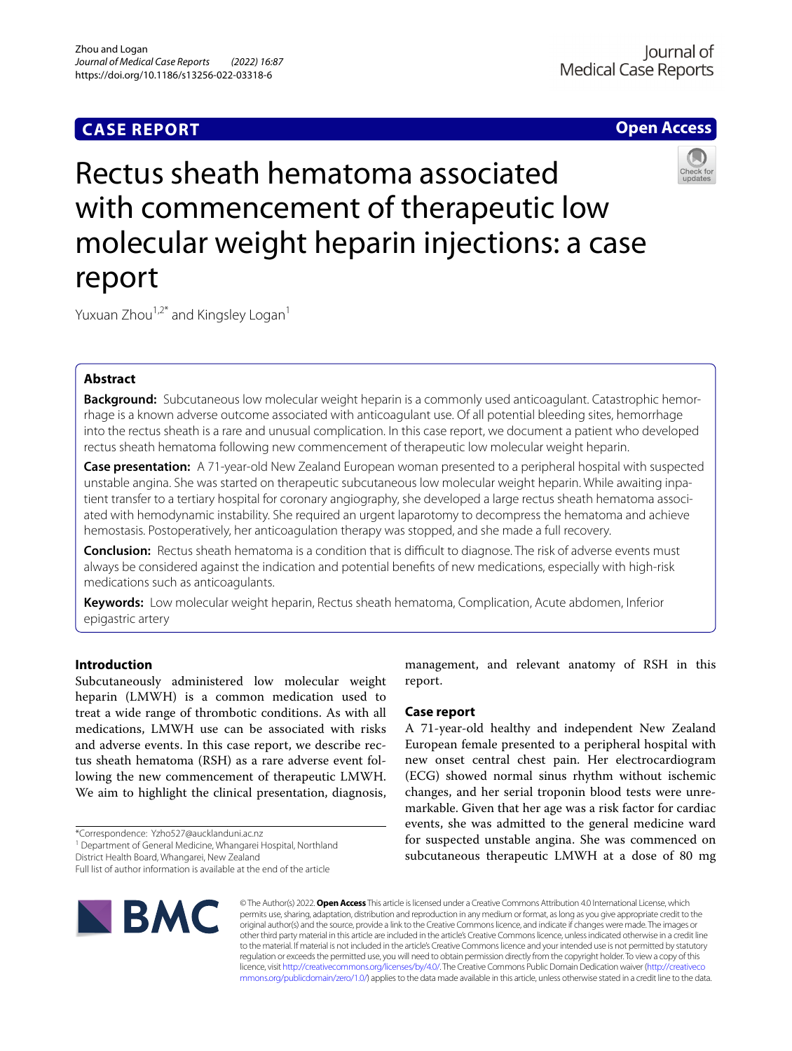CASE REPORT

Open Access

# Rectus sheath hematoma associated with commencement of therapeutic low molecular weight heparin injections: a case report

Yuxuan Zhou[1,2*] and Kingsley Logan[1]

## Abstract

**Background:** Subcutaneous low molecular weight heparin is a commonly used anticoagulant. Catastrophic hemorrhage is a known adverse outcome associated with anticoagulant use. Of all potential bleeding sites, hemorrhage into the rectus sheath is a rare and unusual complication. In this case report, we document a patient who developed rectus sheath hematoma following new commencement of therapeutic low molecular weight heparin.

**Case presentation:** A 71-year-old New Zealand European woman presented to a peripheral hospital with suspected unstable angina. She was started on therapeutic subcutaneous low molecular weight heparin. While awaiting inpatient transfer to a tertiary hospital for coronary angiography, she developed a large rectus sheath hematoma associated with hemodynamic instability. She required an urgent laparotomy to decompress the hematoma and achieve hemostasis. Postoperatively, her anticoagulation therapy was stopped, and she made a full recovery.

**Conclusion:** Rectus sheath hematoma is a condition that is difficult to diagnose. The risk of adverse events must always be considered against the indication and potential benefits of new medications, especially with high-risk medications such as anticoagulants.

**Keywords:** Low molecular weight heparin, Rectus sheath hematoma, Complication, Acute abdomen, Inferior epigastric artery

## Introduction

Subcutaneously administered low molecular weight heparin (LMWH) is a common medication used to treat a wide range of thrombotic conditions. As with all medications, LMWH use can be associated with risks and adverse events. In this case report, we describe rectus sheath hematoma (RSH) as a rare adverse event following the new commencement of therapeutic LMWH. We aim to highlight the clinical presentation, diagnosis, management, and relevant anatomy of RSH in this report.

## Case report

A 71-year-old healthy and independent New Zealand European female presented to a peripheral hospital with new onset central chest pain. Her electrocardiogram (ECG) showed normal sinus rhythm without ischemic changes, and her serial troponin blood tests were unremarkable. Given that her age was a risk factor for cardiac events, she was admitted to the general medicine ward for suspected unstable angina. She was commenced on subcutaneous therapeutic LMWH at a dose of 80 mg

*Correspondence: Yzho527@aucklanduni.ac.nz

[1] Department of General Medicine, Whangarei Hospital, Northland District Health Board, Whangarei, New Zealand

Full list of author information is available at the end of the article

© The Author(s) 2022. **Open Access** This article is licensed under a Creative Commons Attribution 4.0 International License, which permits use, sharing, adaptation, distribution and reproduction in any medium or format, as long as you give appropriate credit to the original author(s) and the source, provide a link to the Creative Commons licence, and indicate if changes were made. The images or other third party material in this article are included in the article's Creative Commons licence, unless indicated otherwise in a credit line to the material. If material is not included in the article's Creative Commons licence and your intended use is not permitted by statutory regulation or exceeds the permitted use, you will need to obtain permission directly from the copyright holder. To view a copy of this licence, visit http://creativecommons.org/licenses/by/4.0/. The Creative Commons Public Domain Dedication waiver (http://creativecommons.org/publicdomain/zero/1.0/) applies to the data made available in this article, unless otherwise stated in a credit line to the data.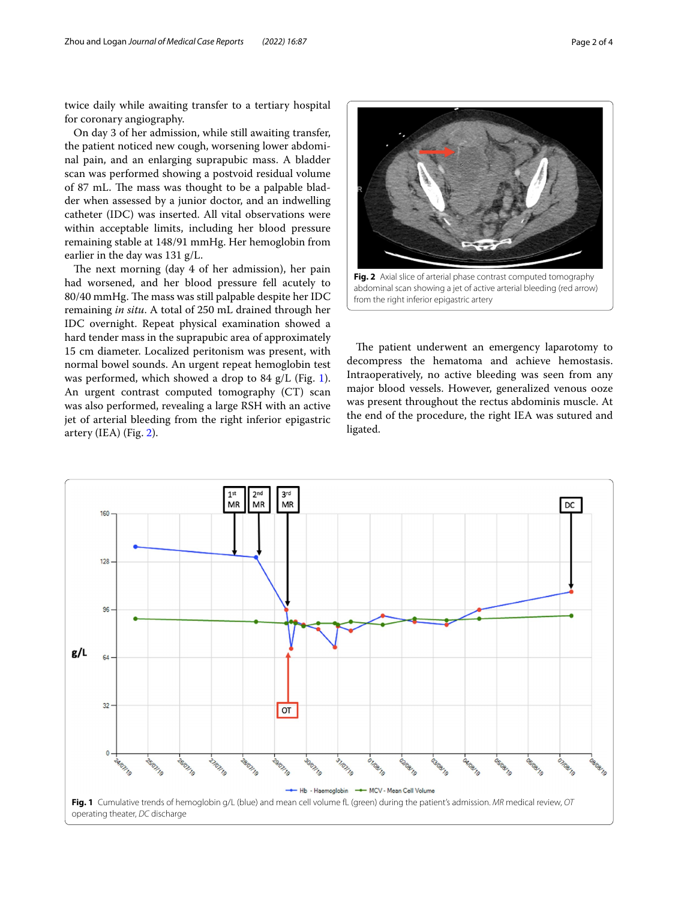twice daily while awaiting transfer to a tertiary hospital for coronary angiography.

On day 3 of her admission, while still awaiting transfer, the patient noticed new cough, worsening lower abdominal pain, and an enlarging suprapubic mass. A bladder scan was performed showing a postvoid residual volume of 87 mL. The mass was thought to be a palpable bladder when assessed by a junior doctor, and an indwelling catheter (IDC) was inserted. All vital observations were within acceptable limits, including her blood pressure remaining stable at 148/91 mmHg. Her hemoglobin from earlier in the day was 131 g/L.

The next morning (day 4 of her admission), her pain had worsened, and her blood pressure fell acutely to 80/40 mmHg. The mass was still palpable despite her IDC remaining *in situ*. A total of 250 mL drained through her IDC overnight. Repeat physical examination showed a hard tender mass in the suprapubic area of approximately 15 cm diameter. Localized peritonism was present, with normal bowel sounds. An urgent repeat hemoglobin test was performed, which showed a drop to 84 g/L (Fig. 1). An urgent contrast computed tomography (CT) scan was also performed, revealing a large RSH with an active jet of arterial bleeding from the right inferior epigastric artery (IEA) (Fig. 2).

**Fig. 2** Axial slice of arterial phase contrast computed tomography abdominal scan showing a jet of active arterial bleeding (red arrow) from the right inferior epigastric artery

The patient underwent an emergency laparotomy to decompress the hematoma and achieve hemostasis. Intraoperatively, no active bleeding was seen from any major blood vessels. However, generalized venous ooze was present throughout the rectus abdominis muscle. At the end of the procedure, the right IEA was sutured and ligated.

**Fig. 1** Cumulative trends of hemoglobin g/L (blue) and mean cell volume fL (green) during the patient's admission. *MR* medical review, *OT* operating theater, *DC* discharge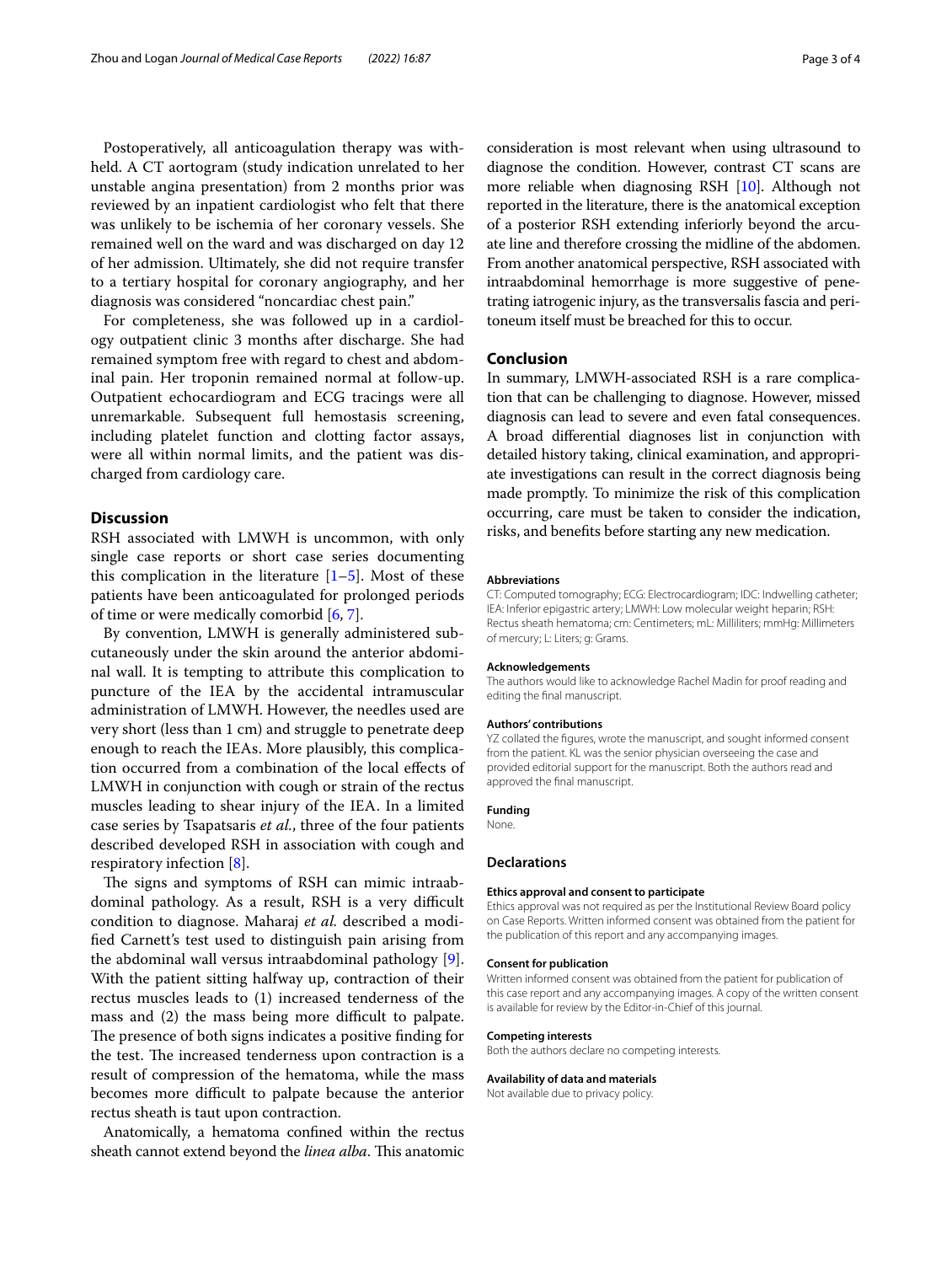Postoperatively, all anticoagulation therapy was withheld. A CT aortogram (study indication unrelated to her unstable angina presentation) from 2 months prior was reviewed by an inpatient cardiologist who felt that there was unlikely to be ischemia of her coronary vessels. She remained well on the ward and was discharged on day 12 of her admission. Ultimately, she did not require transfer to a tertiary hospital for coronary angiography, and her diagnosis was considered "noncardiac chest pain."

For completeness, she was followed up in a cardiology outpatient clinic 3 months after discharge. She had remained symptom free with regard to chest and abdominal pain. Her troponin remained normal at follow-up. Outpatient echocardiogram and ECG tracings were all unremarkable. Subsequent full hemostasis screening, including platelet function and clotting factor assays, were all within normal limits, and the patient was discharged from cardiology care.

## Discussion

RSH associated with LMWH is uncommon, with only single case reports or short case series documenting this complication in the literature [1–5]. Most of these patients have been anticoagulated for prolonged periods of time or were medically comorbid [6, 7].

By convention, LMWH is generally administered subcutaneously under the skin around the anterior abdominal wall. It is tempting to attribute this complication to puncture of the IEA by the accidental intramuscular administration of LMWH. However, the needles used are very short (less than 1 cm) and struggle to penetrate deep enough to reach the IEAs. More plausibly, this complication occurred from a combination of the local effects of LMWH in conjunction with cough or strain of the rectus muscles leading to shear injury of the IEA. In a limited case series by Tsapatsaris *et al.*, three of the four patients described developed RSH in association with cough and respiratory infection [8].

The signs and symptoms of RSH can mimic intraabdominal pathology. As a result, RSH is a very difficult condition to diagnose. Maharaj *et al.* described a modified Carnett's test used to distinguish pain arising from the abdominal wall versus intraabdominal pathology [9]. With the patient sitting halfway up, contraction of their rectus muscles leads to (1) increased tenderness of the mass and (2) the mass being more difficult to palpate. The presence of both signs indicates a positive finding for the test. The increased tenderness upon contraction is a result of compression of the hematoma, while the mass becomes more difficult to palpate because the anterior rectus sheath is taut upon contraction.

Anatomically, a hematoma confined within the rectus sheath cannot extend beyond the *linea alba*. This anatomic consideration is most relevant when using ultrasound to diagnose the condition. However, contrast CT scans are more reliable when diagnosing RSH [10]. Although not reported in the literature, there is the anatomical exception of a posterior RSH extending inferiorly beyond the arcuate line and therefore crossing the midline of the abdomen. From another anatomical perspective, RSH associated with intraabdominal hemorrhage is more suggestive of penetrating iatrogenic injury, as the transversalis fascia and peritoneum itself must be breached for this to occur.

## Conclusion

In summary, LMWH-associated RSH is a rare complication that can be challenging to diagnose. However, missed diagnosis can lead to severe and even fatal consequences. A broad differential diagnoses list in conjunction with detailed history taking, clinical examination, and appropriate investigations can result in the correct diagnosis being made promptly. To minimize the risk of this complication occurring, care must be taken to consider the indication, risks, and benefits before starting any new medication.

#### Abbreviations

CT: Computed tomography; ECG: Electrocardiogram; IDC: Indwelling catheter; IEA: Inferior epigastric artery; LMWH: Low molecular weight heparin; RSH: Rectus sheath hematoma; cm: Centimeters; mL: Milliliters; mmHg: Millimeters of mercury; L: Liters; g: Grams.

#### Acknowledgements

The authors would like to acknowledge Rachel Madin for proof reading and editing the final manuscript.

#### Authors' contributions

YZ collated the figures, wrote the manuscript, and sought informed consent from the patient. KL was the senior physician overseeing the case and provided editorial support for the manuscript. Both the authors read and approved the final manuscript.

#### Funding

None.

### Declarations

#### Ethics approval and consent to participate

Ethics approval was not required as per the Institutional Review Board policy on Case Reports. Written informed consent was obtained from the patient for the publication of this report and any accompanying images.

#### Consent for publication

Written informed consent was obtained from the patient for publication of this case report and any accompanying images. A copy of the written consent is available for review by the Editor-in-Chief of this journal.

#### Competing interests

Both the authors declare no competing interests.

#### Availability of data and materials

Not available due to privacy policy.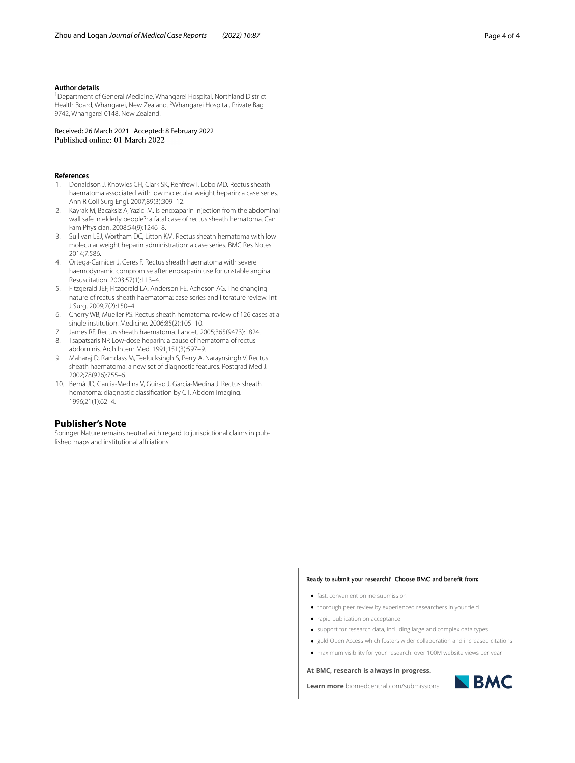### Author details

[1]Department of General Medicine, Whangarei Hospital, Northland District Health Board, Whangarei, New Zealand. [2]Whangarei Hospital, Private Bag 9742, Whangarei 0148, New Zealand.

Received: 26 March 2021 Accepted: 8 February 2022
Published online: 01 March 2022

### References

1. Donaldson J, Knowles CH, Clark SK, Renfrew I, Lobo MD. Rectus sheath haematoma associated with low molecular weight heparin: a case series. Ann R Coll Surg Engl. 2007;89(3):309–12.
2. Kayrak M, Bacaksiz A, Yazici M. Is enoxaparin injection from the abdominal wall safe in elderly people?: a fatal case of rectus sheath hematoma. Can Fam Physician. 2008;54(9):1246–8.
3. Sullivan LEJ, Wortham DC, Litton KM. Rectus sheath hematoma with low molecular weight heparin administration: a case series. BMC Res Notes. 2014;7:586.
4. Ortega-Carnicer J, Ceres F. Rectus sheath haematoma with severe haemodynamic compromise after enoxaparin use for unstable angina. Resuscitation. 2003;57(1):113–4.
5. Fitzgerald JEF, Fitzgerald LA, Anderson FE, Acheson AG. The changing nature of rectus sheath haematoma: case series and literature review. Int J Surg. 2009;7(2):150–4.
6. Cherry WB, Mueller PS. Rectus sheath hematoma: review of 126 cases at a single institution. Medicine. 2006;85(2):105–10.
7. James RF. Rectus sheath haematoma. Lancet. 2005;365(9473):1824.
8. Tsapatsaris NP. Low-dose heparin: a cause of hematoma of rectus abdominis. Arch Intern Med. 1991;151(3):597–9.
9. Maharaj D, Ramdass M, Teelucksingh S, Perry A, Naraynsingh V. Rectus sheath haematoma: a new set of diagnostic features. Postgrad Med J. 2002;78(926):755–6.
10. Berná JD, Garcia-Medina V, Guirao J, Garcia-Medina J. Rectus sheath hematoma: diagnostic classification by CT. Abdom Imaging. 1996;21(1):62–4.

## Publisher's Note

Springer Nature remains neutral with regard to jurisdictional claims in published maps and institutional affiliations.

Ready to submit your research? Choose BMC and benefit from:

- fast, convenient online submission
- thorough peer review by experienced researchers in your field
- rapid publication on acceptance
- support for research data, including large and complex data types
- gold Open Access which fosters wider collaboration and increased citations
- maximum visibility for your research: over 100M website views per year

**At BMC, research is always in progress.**

**Learn more** biomedcentral.com/submissions

BMC